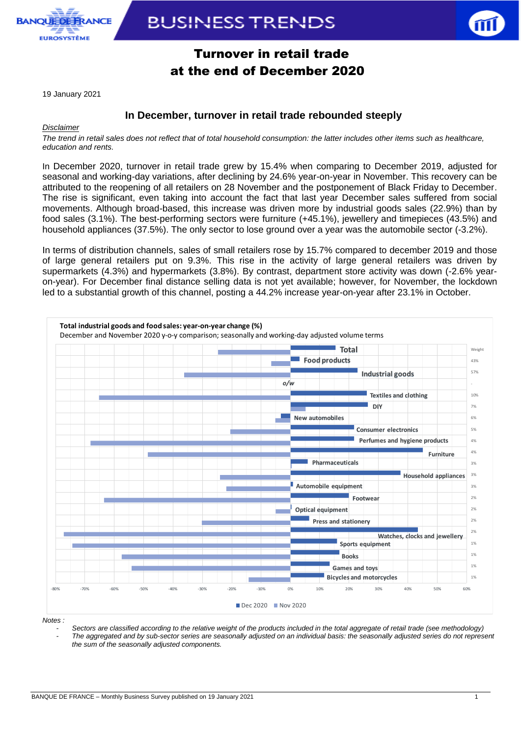# Turnover in retail trade at the end of December 2020

19 January 2021

## In December, turnover in retail trade rebounded steeply

<u>Disclaimer</u>

*The trend in retail sales does not reflect that of total household consumption: the latter includes other items such as healthcare, education and rents.*

In December 2020, turnover in retail trade grew by 15.4% when comparing to December 2019, adjusted for seasonal and working-day variations, after declining by 24.6% year-on-year in November. This recovery can be attributed to the reopening of all retailers on 28 November and the postponement of Black Friday to December. The rise is significant, even taking into account the fact that last year December sales suffered from social movements. Although broad-based, this increase was driven more by industrial goods sales (22.9%) than by food sales (3.1%). The best-performing sectors were furniture (+45.1%), jewellery and timepieces (43.5%) and household appliances (37.5%). The only sector to lose ground over a year was the automobile sector (-3.2%).

In terms of distribution channels, sales of small retailers rose by 15.7% compared to december 2019 and those of large general retailers put on 9.3%. This rise in the activity of large general retailers was driven by supermarkets (4.3%) and hypermarkets (3.8%). By contrast, department store activity was down (-2.6% year-on-year). For December final distance selling data is not yet available; however, for November, the lockdown led to a substantial growth of this channel, posting a 44.2% increase year-on-year after 23.1% in October.

**Total industrial goods and food sales: year-on-year change (%)**

December and November 2020 y-o-y comparison; seasonally and working-day adjusted volume terms

| Sector | Weight |
|---|---|
| Total | |
| Food products | 43% |
| Industrial goods | 57% |
| o/w | - |
| Textiles and clothing | 10% |
| DIY | 7% |
| New automobiles | 6% |
| Consumer electronics | 5% |
| Perfumes and hygiene products | 4% |
| Furniture | 4% |
| Pharmaceuticals | 3% |
| Household appliances | 3% |
| Automobile equipment | 3% |
| Footwear | 2% |
| Optical equipment | 2% |
| Press and stationery | 2% |
| Watches, clocks and jewellery | 2% |
| Sports equipment | 1% |
| Books | 1% |
| Games and toys | 1% |
| Bicycles and motorcycles | 1% |

Dec 2020 / Nov 2020

*Notes :*

- *Sectors are classified according to the relative weight of the products included in the total aggregate of retail trade (see methodology)*
- *The aggregated and by sub-sector series are seasonally adjusted on an individual basis: the seasonally adjusted series do not represent the sum of the seasonally adjusted components.*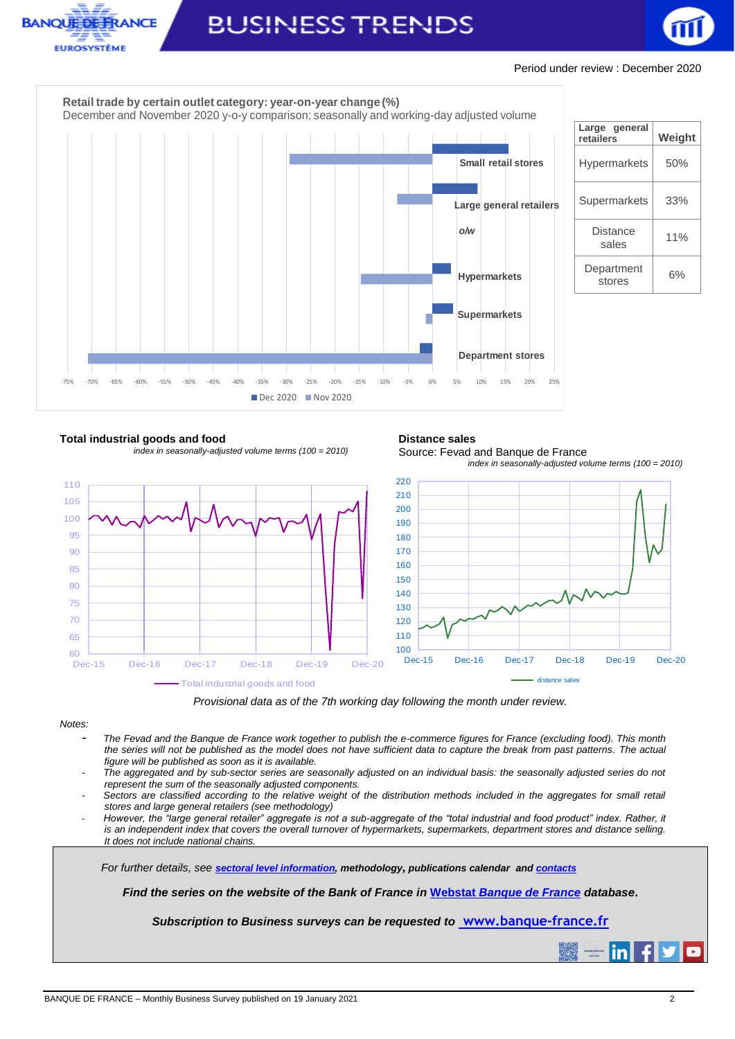Period under review : December 2020

**Retail trade by certain outlet category: year-on-year change (%)**
December and November 2020 y-o-y comparison; seasonally and working-day adjusted volume

Small retail stores
Large general retailers
o/w
Hypermarkets
Supermarkets
Department stores

-75% -70% -65% -60% -55% -50% -45% -40% -35% -30% -25% -20% -15% -10% -5% 0% 5% 10% 15% 20% 25%

Dec 2020 Nov 2020

| Large general retailers | Weight |
|---|---|
| Hypermarkets | 50% |
| Supermarkets | 33% |
| Distance sales | 11% |
| Department stores | 6% |

**Total industrial goods and food**
*index in seasonally-adjusted volume terms (100 = 2010)*

110 105 100 95 90 85 80 75 70 65 60
Dec-15 Dec-16 Dec-17 Dec-18 Dec-19 Dec-20
Total industrial goods and food

**Distance sales**
Source: Fevad and Banque de France
*index in seasonally-adjusted volume terms (100 = 2010)*

220 210 200 190 180 170 160 150 140 130 120 110 100
Dec-15 Dec-16 Dec-17 Dec-18 Dec-19 Dec-20
distance sales

*Provisional data as of the 7th working day following the month under review.*

*Notes:*

- *The Fevad and the Banque de France work together to publish the e-commerce figures for France (excluding food). This month the series will not be published as the model does not have sufficient data to capture the break from past patterns. The actual figure will be published as soon as it is available.*
- *The aggregated and by sub-sector series are seasonally adjusted on an individual basis: the seasonally adjusted series do not represent the sum of the seasonally adjusted components.*
- *Sectors are classified according to the relative weight of the distribution methods included in the aggregates for small retail stores and large general retailers (see methodology)*
- *However, the "large general retailer" aggregate is not a sub-aggregate of the "total industrial and food product" index. Rather, it is an independent index that covers the overall turnover of hypermarkets, supermarkets, department stores and distance selling. It does not include national chains.*

*For further details, see **sectoral level information**, **methodology, publications calendar and contacts***

***Find the series on the website of the Bank of France in Webstat Banque de France database.***

***Subscription to Business surveys can be requested to www.banque-france.fr***

BANQUE DE FRANCE – Monthly Business Survey published on 19 January 2021